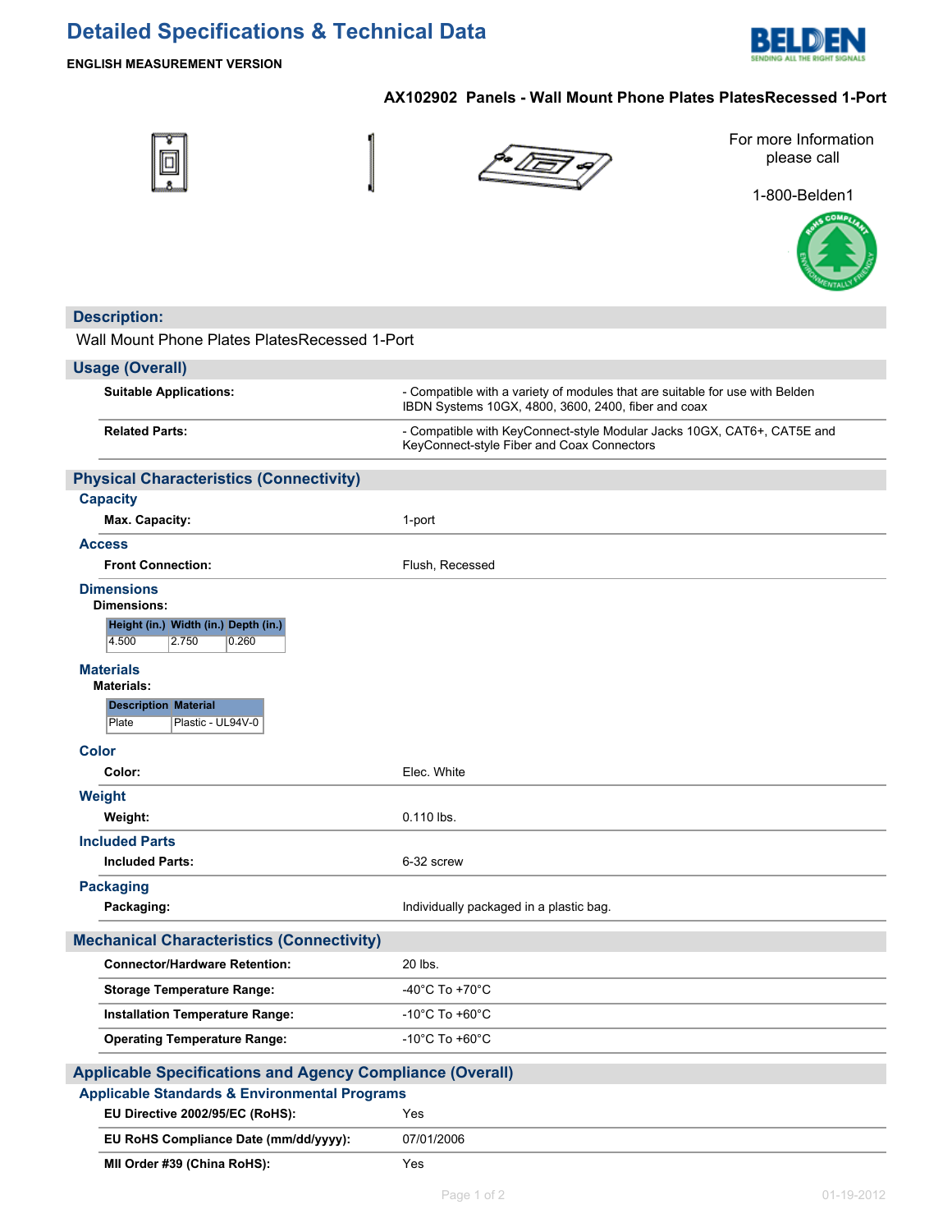# Detailed Specifications & Technical Data

**ENGLISH MEASUREMENT VERSION**

**AX102902 Panels - Wall Mount Phone Plates PlatesRecessed 1-Port**

For more Information please call

1-800-Belden1

## Description:

Wall Mount Phone Plates PlatesRecessed 1-Port

## Usage (Overall)

| | |
|---|---|
| **Suitable Applications:** | - Compatible with a variety of modules that are suitable for use with Belden IBDN Systems 10GX, 4800, 3600, 2400, fiber and coax |
| **Related Parts:** | - Compatible with KeyConnect-style Modular Jacks 10GX, CAT6+, CAT5E and KeyConnect-style Fiber and Coax Connectors |

## Physical Characteristics (Connectivity)

### Capacity

| | |
|---|---|
| **Max. Capacity:** | 1-port |

### Access

| | |
|---|---|
| **Front Connection:** | Flush, Recessed |

### Dimensions

**Dimensions:**

| Height (in.) | Width (in.) | Depth (in.) |
|---|---|---|
| 4.500 | 2.750 | 0.260 |

### Materials

**Materials:**

| Description | Material |
|---|---|
| Plate | Plastic - UL94V-0 |

### Color

| | |
|---|---|
| **Color:** | Elec. White |

### Weight

| | |
|---|---|
| **Weight:** | 0.110 lbs. |

### Included Parts

| | |
|---|---|
| **Included Parts:** | 6-32 screw |

### Packaging

| | |
|---|---|
| **Packaging:** | Individually packaged in a plastic bag. |

## Mechanical Characteristics (Connectivity)

| | |
|---|---|
| **Connector/Hardware Retention:** | 20 lbs. |
| **Storage Temperature Range:** | -40°C To +70°C |
| **Installation Temperature Range:** | -10°C To +60°C |
| **Operating Temperature Range:** | -10°C To +60°C |

## Applicable Specifications and Agency Compliance (Overall)

### Applicable Standards & Environmental Programs

| | |
|---|---|
| **EU Directive 2002/95/EC (RoHS):** | Yes |
| **EU RoHS Compliance Date (mm/dd/yyyy):** | 07/01/2006 |
| **MII Order #39 (China RoHS):** | Yes |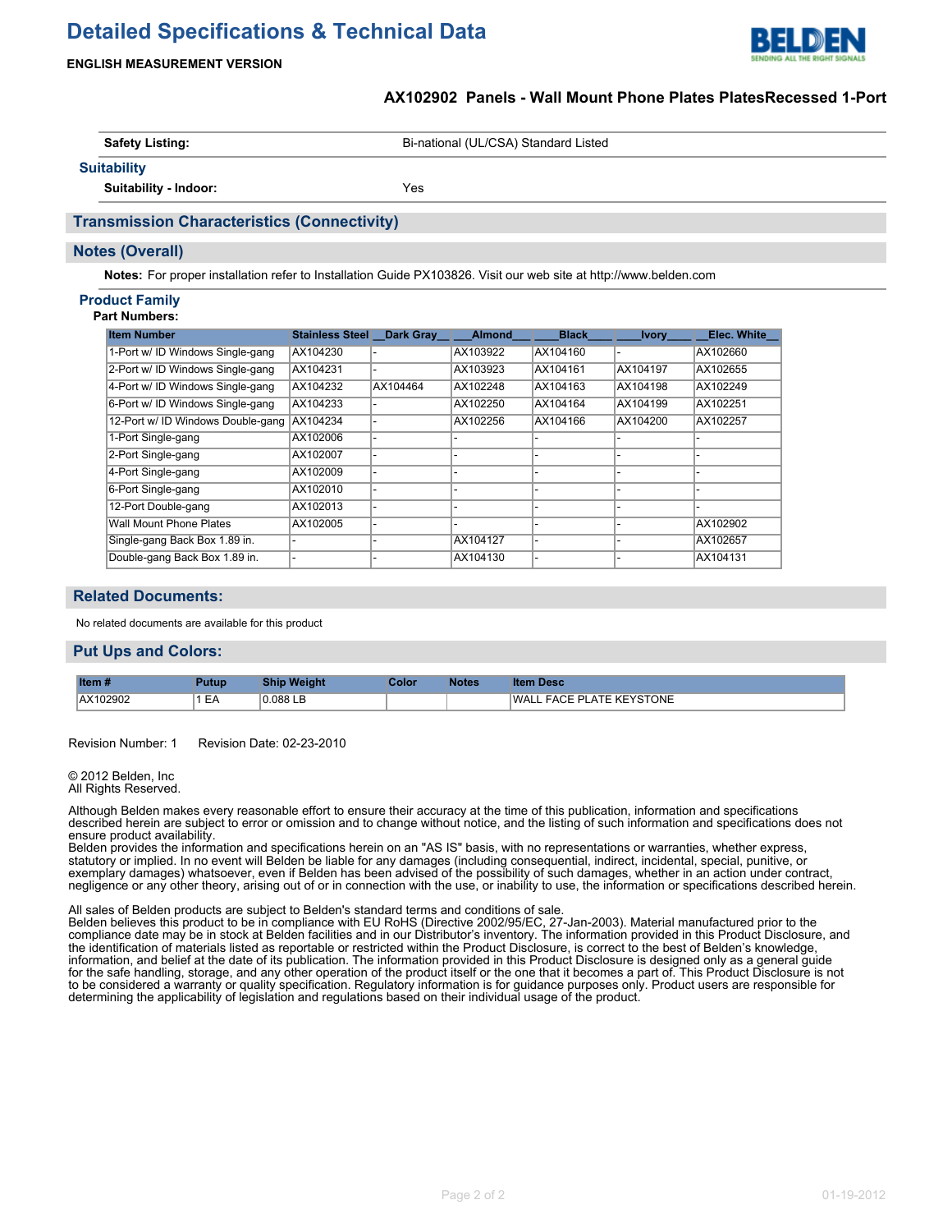# Detailed Specifications & Technical Data

**ENGLISH MEASUREMENT VERSION**

**AX102902 Panels - Wall Mount Phone Plates PlatesRecessed 1-Port**

| | |
|---|---|
| **Safety Listing:** | Bi-national (UL/CSA) Standard Listed |

## Suitability

| | |
|---|---|
| **Suitability - Indoor:** | Yes |

## Transmission Characteristics (Connectivity)

## Notes (Overall)

**Notes:** For proper installation refer to Installation Guide PX103826. Visit our web site at http://www.belden.com

### Product Family

**Part Numbers:**

| Item Number | Stainless Steel | __Dark Gray__ | ___Almond___ | ____Black____ | ____Ivory____ | __Elec. White__ |
|---|---|---|---|---|---|---|
| 1-Port w/ ID Windows Single-gang | AX104230 | - | AX103922 | AX104160 | - | AX102660 |
| 2-Port w/ ID Windows Single-gang | AX104231 | - | AX103923 | AX104161 | AX104197 | AX102655 |
| 4-Port w/ ID Windows Single-gang | AX104232 | AX104464 | AX102248 | AX104163 | AX104198 | AX102249 |
| 6-Port w/ ID Windows Single-gang | AX104233 | - | AX102250 | AX104164 | AX104199 | AX102251 |
| 12-Port w/ ID Windows Double-gang | AX104234 | - | AX102256 | AX104166 | AX104200 | AX102257 |
| 1-Port Single-gang | AX102006 | - | - | - | - | - |
| 2-Port Single-gang | AX102007 | - | - | - | - | - |
| 4-Port Single-gang | AX102009 | - | - | - | - | - |
| 6-Port Single-gang | AX102010 | - | - | - | - | - |
| 12-Port Double-gang | AX102013 | - | - | - | - | - |
| Wall Mount Phone Plates | AX102005 | - | - | - | - | AX102902 |
| Single-gang Back Box 1.89 in. | - | - | AX104127 | - | - | AX102657 |
| Double-gang Back Box 1.89 in. | - | - | AX104130 | - | - | AX104131 |

## Related Documents:

No related documents are available for this product

## Put Ups and Colors:

| Item # | Putup | Ship Weight | Color | Notes | Item Desc |
|---|---|---|---|---|---|
| AX102902 | 1 EA | 0.088 LB | | | WALL FACE PLATE KEYSTONE |

Revision Number: 1 Revision Date: 02-23-2010

© 2012 Belden, Inc
All Rights Reserved.

Although Belden makes every reasonable effort to ensure their accuracy at the time of this publication, information and specifications described herein are subject to error or omission and to change without notice, and the listing of such information and specifications does not ensure product availability.
Belden provides the information and specifications herein on an "AS IS" basis, with no representations or warranties, whether express, statutory or implied. In no event will Belden be liable for any damages (including consequential, indirect, incidental, special, punitive, or exemplary damages) whatsoever, even if Belden has been advised of the possibility of such damages, whether in an action under contract, negligence or any other theory, arising out of or in connection with the use, or inability to use, the information or specifications described herein.

All sales of Belden products are subject to Belden's standard terms and conditions of sale.
Belden believes this product to be in compliance with EU RoHS (Directive 2002/95/EC, 27-Jan-2003). Material manufactured prior to the compliance date may be in stock at Belden facilities and in our Distributor's inventory. The information provided in this Product Disclosure, and the identification of materials listed as reportable or restricted within the Product Disclosure, is correct to the best of Belden's knowledge, information, and belief at the date of its publication. The information provided in this Product Disclosure is designed only as a general guide for the safe handling, storage, and any other operation of the product itself or the one that it becomes a part of. This Product Disclosure is not to be considered a warranty or quality specification. Regulatory information is for guidance purposes only. Product users are responsible for determining the applicability of legislation and regulations based on their individual usage of the product.